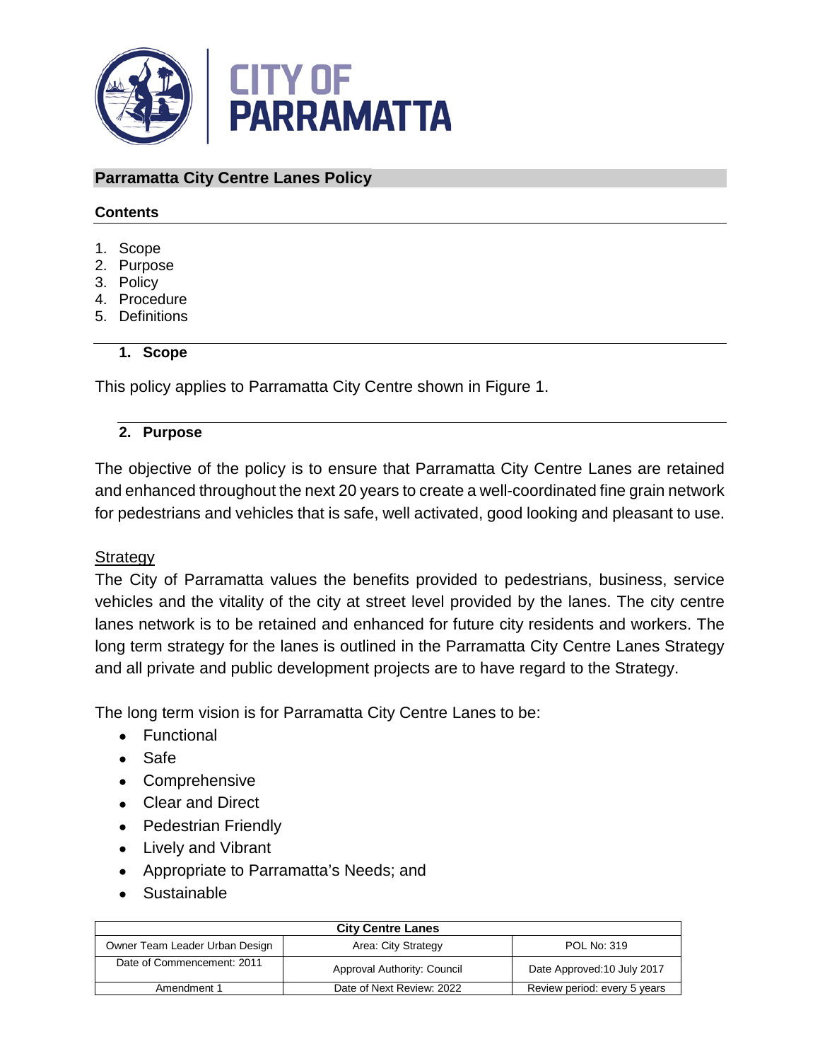# Parramatta City Centre Lanes Policy

**Contents**

1. Scope
2. Purpose
3. Policy
4. Procedure
5. Definitions

## 1. Scope

This policy applies to Parramatta City Centre shown in Figure 1.

## 2. Purpose

The objective of the policy is to ensure that Parramatta City Centre Lanes are retained and enhanced throughout the next 20 years to create a well-coordinated fine grain network for pedestrians and vehicles that is safe, well activated, good looking and pleasant to use.

Strategy

The City of Parramatta values the benefits provided to pedestrians, business, service vehicles and the vitality of the city at street level provided by the lanes. The city centre lanes network is to be retained and enhanced for future city residents and workers. The long term strategy for the lanes is outlined in the Parramatta City Centre Lanes Strategy and all private and public development projects are to have regard to the Strategy.

The long term vision is for Parramatta City Centre Lanes to be:

- Functional
- Safe
- Comprehensive
- Clear and Direct
- Pedestrian Friendly
- Lively and Vibrant
- Appropriate to Parramatta's Needs; and
- Sustainable

| City Centre Lanes | | |
|---|---|---|
| Owner Team Leader Urban Design | Area: City Strategy | POL No: 319 |
| Date of Commencement: 2011 | Approval Authority: Council | Date Approved:10 July 2017 |
| Amendment 1 | Date of Next Review: 2022 | Review period: every 5 years |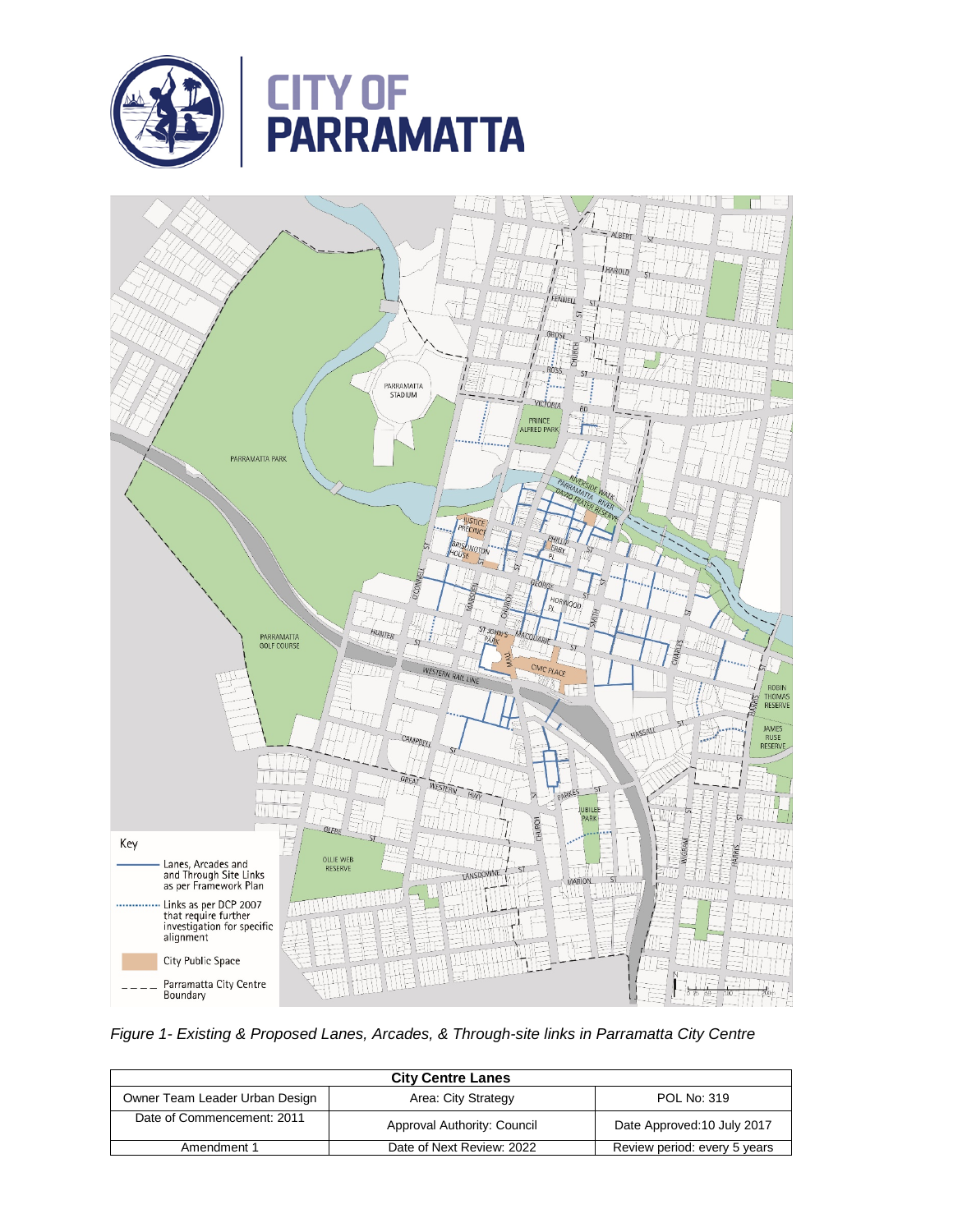*Figure 1- Existing & Proposed Lanes, Arcades, & Through-site links in Parramatta City Centre*

| City Centre Lanes | | |
|---|---|---|
| Owner Team Leader Urban Design | Area: City Strategy | POL No: 319 |
| Date of Commencement: 2011 | Approval Authority: Council | Date Approved:10 July 2017 |
| Amendment 1 | Date of Next Review: 2022 | Review period: every 5 years |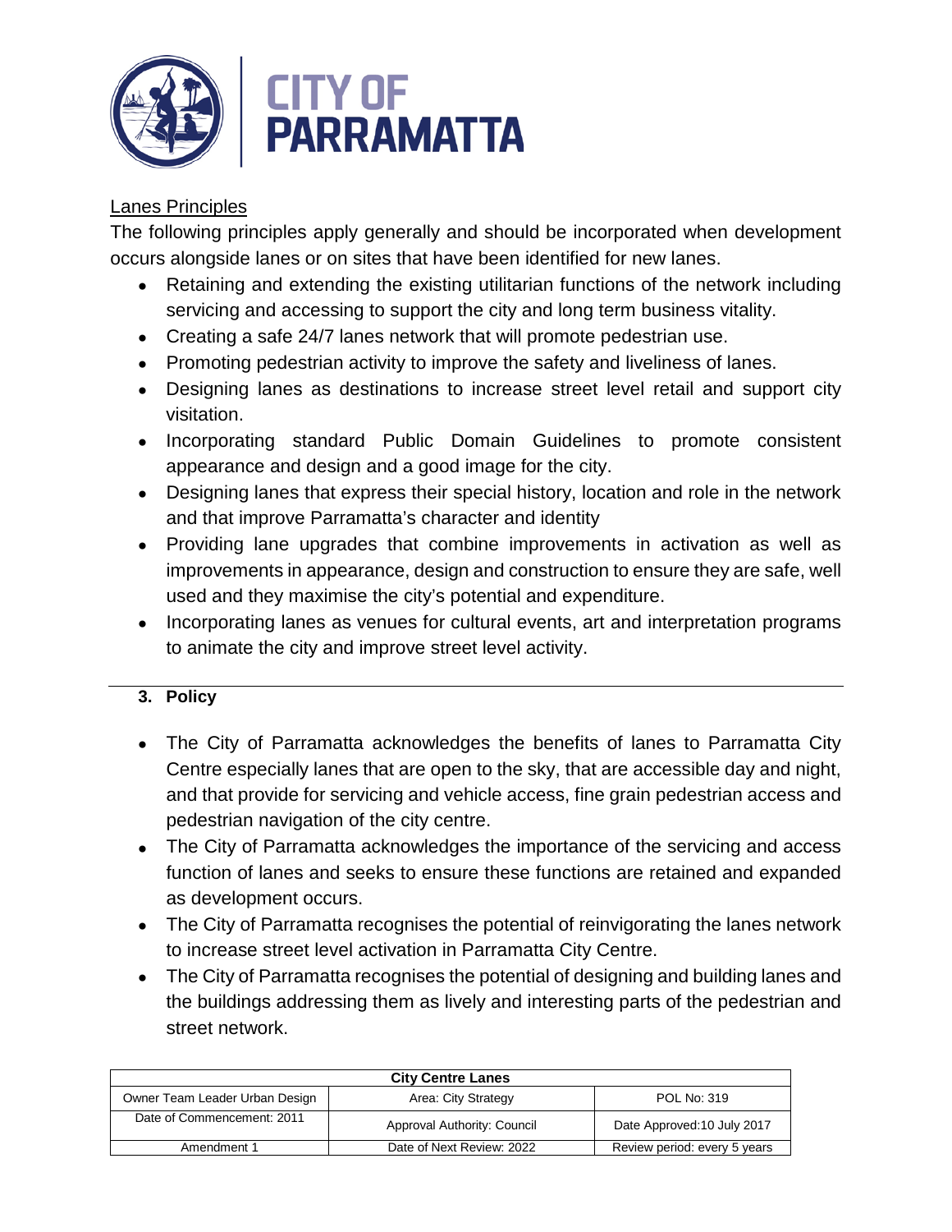Lanes Principles

The following principles apply generally and should be incorporated when development occurs alongside lanes or on sites that have been identified for new lanes.

- Retaining and extending the existing utilitarian functions of the network including servicing and accessing to support the city and long term business vitality.
- Creating a safe 24/7 lanes network that will promote pedestrian use.
- Promoting pedestrian activity to improve the safety and liveliness of lanes.
- Designing lanes as destinations to increase street level retail and support city visitation.
- Incorporating standard Public Domain Guidelines to promote consistent appearance and design and a good image for the city.
- Designing lanes that express their special history, location and role in the network and that improve Parramatta's character and identity
- Providing lane upgrades that combine improvements in activation as well as improvements in appearance, design and construction to ensure they are safe, well used and they maximise the city's potential and expenditure.
- Incorporating lanes as venues for cultural events, art and interpretation programs to animate the city and improve street level activity.

## 3. Policy

- The City of Parramatta acknowledges the benefits of lanes to Parramatta City Centre especially lanes that are open to the sky, that are accessible day and night, and that provide for servicing and vehicle access, fine grain pedestrian access and pedestrian navigation of the city centre.
- The City of Parramatta acknowledges the importance of the servicing and access function of lanes and seeks to ensure these functions are retained and expanded as development occurs.
- The City of Parramatta recognises the potential of reinvigorating the lanes network to increase street level activation in Parramatta City Centre.
- The City of Parramatta recognises the potential of designing and building lanes and the buildings addressing them as lively and interesting parts of the pedestrian and street network.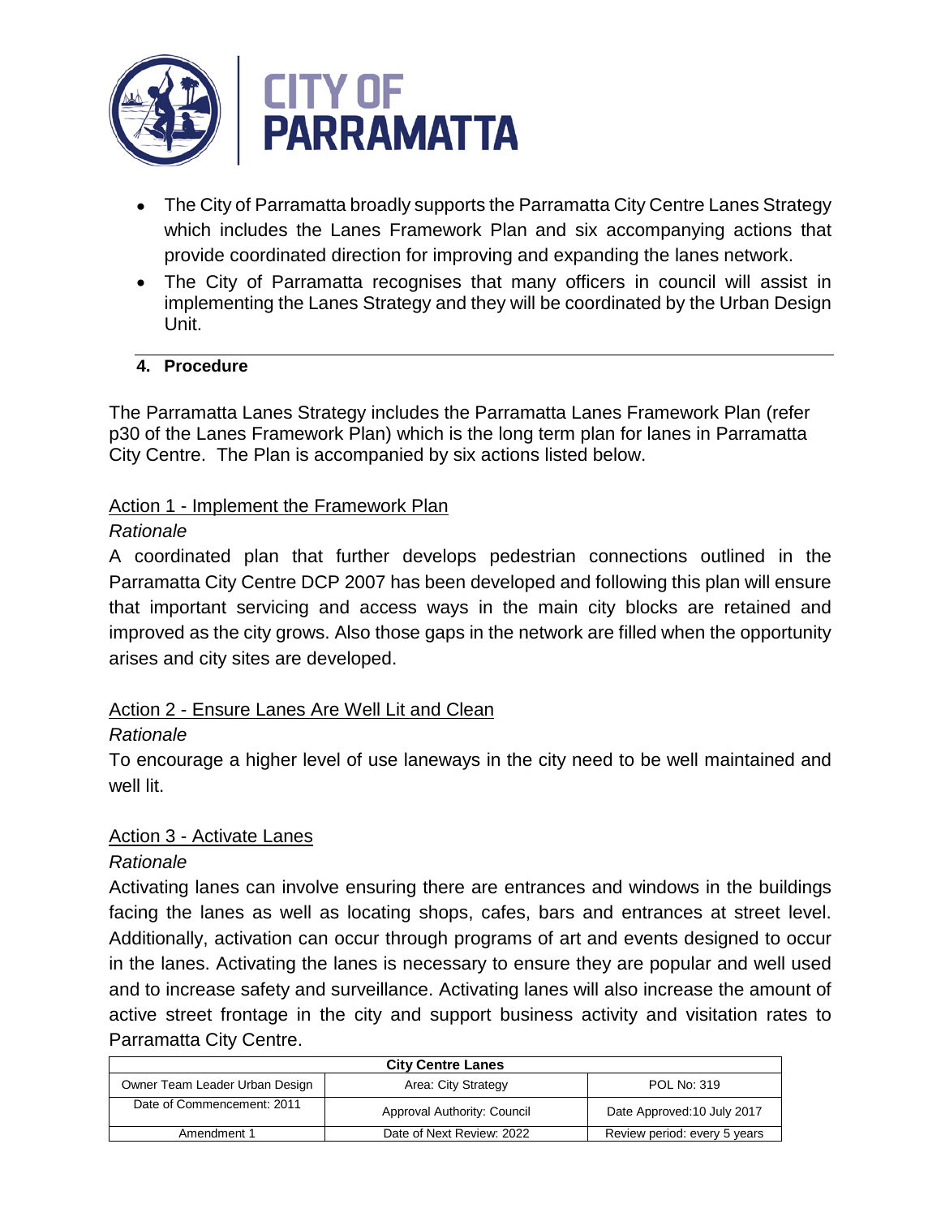- The City of Parramatta broadly supports the Parramatta City Centre Lanes Strategy which includes the Lanes Framework Plan and six accompanying actions that provide coordinated direction for improving and expanding the lanes network.
- The City of Parramatta recognises that many officers in council will assist in implementing the Lanes Strategy and they will be coordinated by the Urban Design Unit.

## 4. Procedure

The Parramatta Lanes Strategy includes the Parramatta Lanes Framework Plan (refer p30 of the Lanes Framework Plan) which is the long term plan for lanes in Parramatta City Centre. The Plan is accompanied by six actions listed below.

### Action 1 - Implement the Framework Plan

*Rationale*

A coordinated plan that further develops pedestrian connections outlined in the Parramatta City Centre DCP 2007 has been developed and following this plan will ensure that important servicing and access ways in the main city blocks are retained and improved as the city grows. Also those gaps in the network are filled when the opportunity arises and city sites are developed.

### Action 2 - Ensure Lanes Are Well Lit and Clean

*Rationale*

To encourage a higher level of use laneways in the city need to be well maintained and well lit.

### Action 3 - Activate Lanes

*Rationale*

Activating lanes can involve ensuring there are entrances and windows in the buildings facing the lanes as well as locating shops, cafes, bars and entrances at street level. Additionally, activation can occur through programs of art and events designed to occur in the lanes. Activating the lanes is necessary to ensure they are popular and well used and to increase safety and surveillance. Activating lanes will also increase the amount of active street frontage in the city and support business activity and visitation rates to Parramatta City Centre.

| City Centre Lanes | | |
|---|---|---|
| Owner Team Leader Urban Design | Area: City Strategy | POL No: 319 |
| Date of Commencement: 2011 | Approval Authority: Council | Date Approved:10 July 2017 |
| Amendment 1 | Date of Next Review: 2022 | Review period: every 5 years |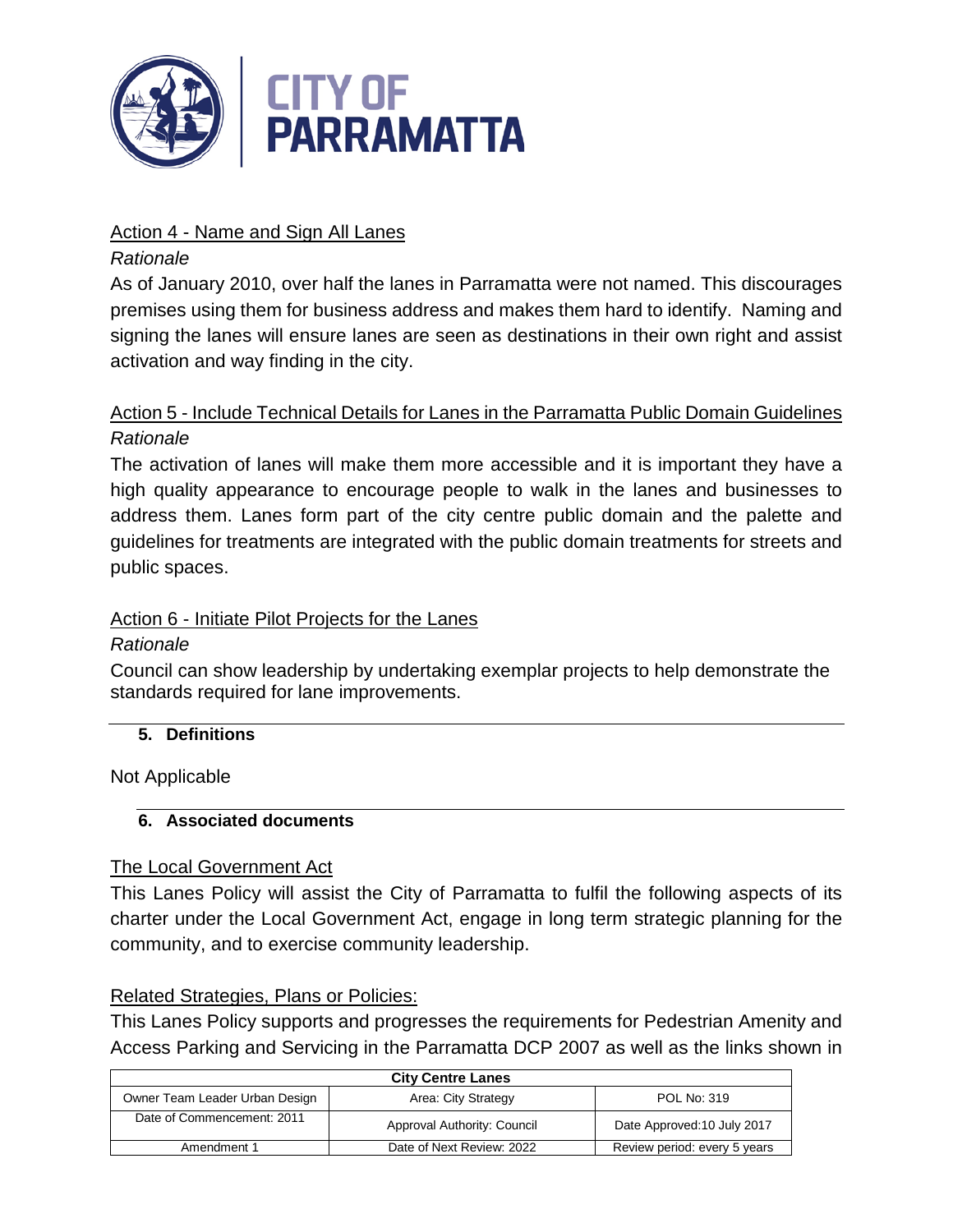Action 4 - Name and Sign All Lanes

*Rationale*

As of January 2010, over half the lanes in Parramatta were not named. This discourages premises using them for business address and makes them hard to identify. Naming and signing the lanes will ensure lanes are seen as destinations in their own right and assist activation and way finding in the city.

Action 5 - Include Technical Details for Lanes in the Parramatta Public Domain Guidelines

*Rationale*

The activation of lanes will make them more accessible and it is important they have a high quality appearance to encourage people to walk in the lanes and businesses to address them. Lanes form part of the city centre public domain and the palette and guidelines for treatments are integrated with the public domain treatments for streets and public spaces.

Action 6 - Initiate Pilot Projects for the Lanes

*Rationale*

Council can show leadership by undertaking exemplar projects to help demonstrate the standards required for lane improvements.

## 5. Definitions

Not Applicable

## 6. Associated documents

The Local Government Act

This Lanes Policy will assist the City of Parramatta to fulfil the following aspects of its charter under the Local Government Act, engage in long term strategic planning for the community, and to exercise community leadership.

Related Strategies, Plans or Policies:

This Lanes Policy supports and progresses the requirements for Pedestrian Amenity and Access Parking and Servicing in the Parramatta DCP 2007 as well as the links shown in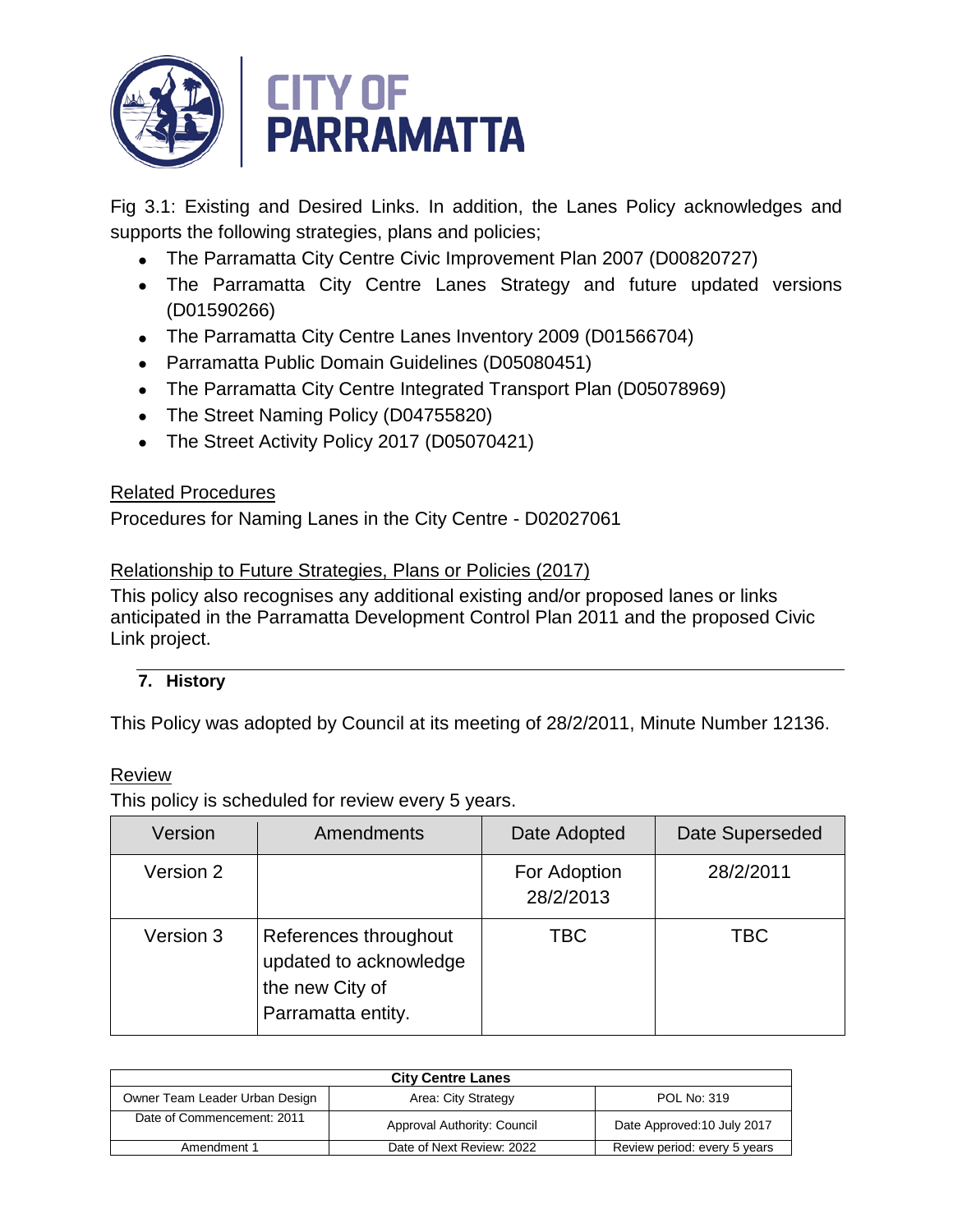Fig 3.1: Existing and Desired Links. In addition, the Lanes Policy acknowledges and supports the following strategies, plans and policies;

- The Parramatta City Centre Civic Improvement Plan 2007 (D00820727)
- The Parramatta City Centre Lanes Strategy and future updated versions (D01590266)
- The Parramatta City Centre Lanes Inventory 2009 (D01566704)
- Parramatta Public Domain Guidelines (D05080451)
- The Parramatta City Centre Integrated Transport Plan (D05078969)
- The Street Naming Policy (D04755820)
- The Street Activity Policy 2017 (D05070421)

Related Procedures

Procedures for Naming Lanes in the City Centre - D02027061

Relationship to Future Strategies, Plans or Policies (2017)

This policy also recognises any additional existing and/or proposed lanes or links anticipated in the Parramatta Development Control Plan 2011 and the proposed Civic Link project.

## 7. History

This Policy was adopted by Council at its meeting of 28/2/2011, Minute Number 12136.

Review

This policy is scheduled for review every 5 years.

| Version | Amendments | Date Adopted | Date Superseded |
|---|---|---|---|
| Version 2 | | For Adoption 28/2/2013 | 28/2/2011 |
| Version 3 | References throughout updated to acknowledge the new City of Parramatta entity. | TBC | TBC |

| City Centre Lanes | | |
|---|---|---|
| Owner Team Leader Urban Design | Area: City Strategy | POL No: 319 |
| Date of Commencement: 2011 | Approval Authority: Council | Date Approved:10 July 2017 |
| Amendment 1 | Date of Next Review: 2022 | Review period: every 5 years |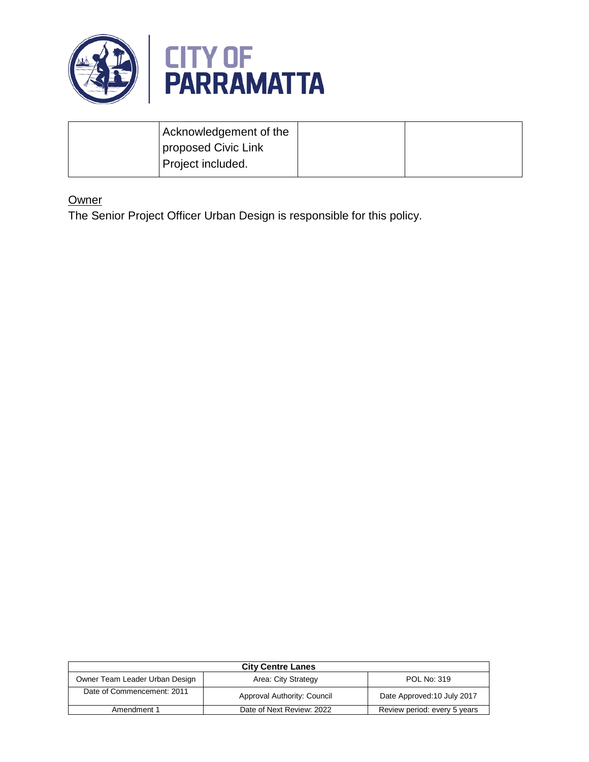| | | | |
|---|---|---|---|
| | Acknowledgement of the proposed Civic Link Project included. | | |

Owner

The Senior Project Officer Urban Design is responsible for this policy.

| City Centre Lanes | | |
|---|---|---|
| Owner Team Leader Urban Design | Area: City Strategy | POL No: 319 |
| Date of Commencement: 2011 | Approval Authority: Council | Date Approved:10 July 2017 |
| Amendment 1 | Date of Next Review: 2022 | Review period: every 5 years |